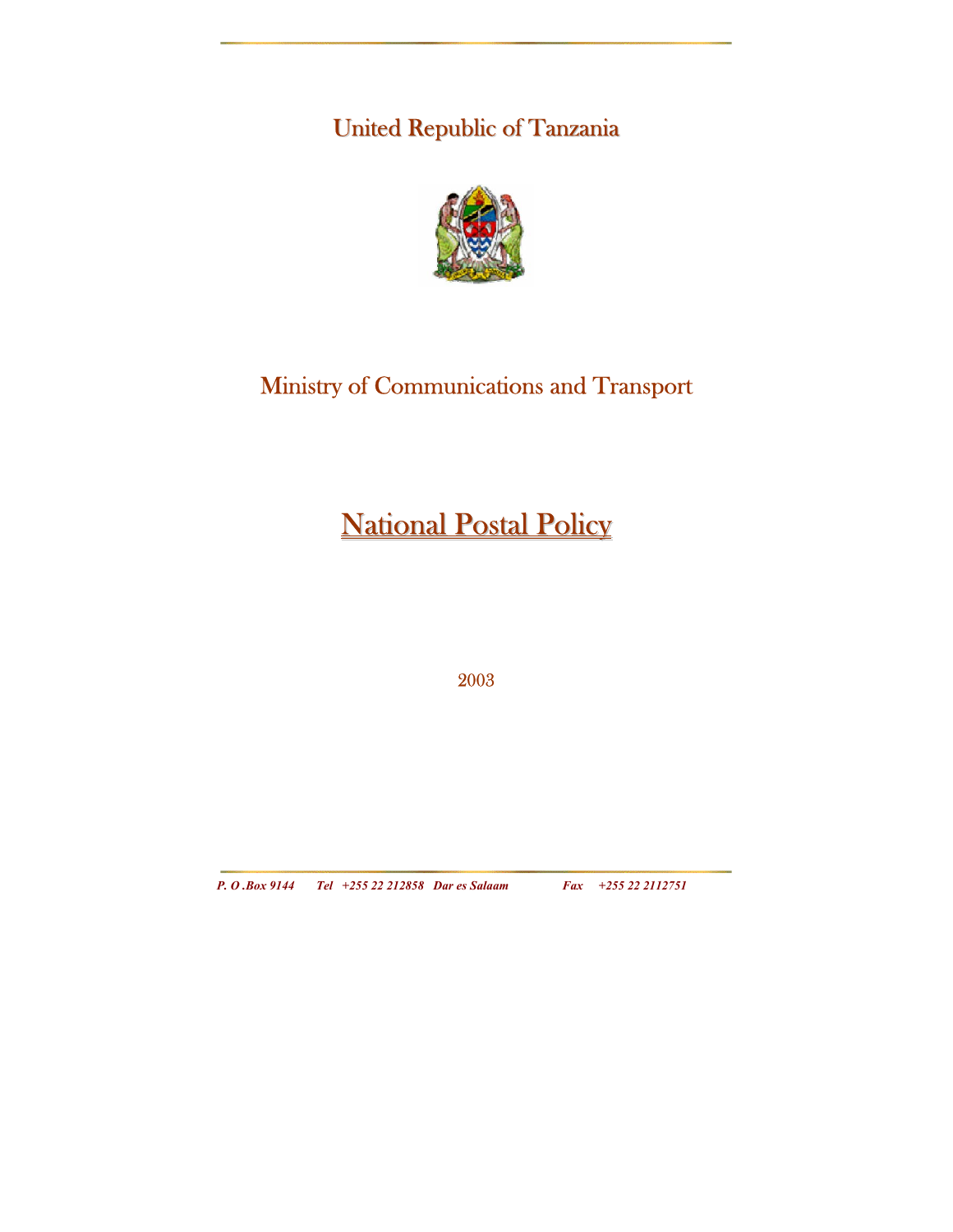United Republic of Tanzania

Ministry of Communications and Transport

# National Postal Policy

2003

*P. O .Box 9144 Tel +255 22 212858 Dar es Salaam Fax +255 22 2112751*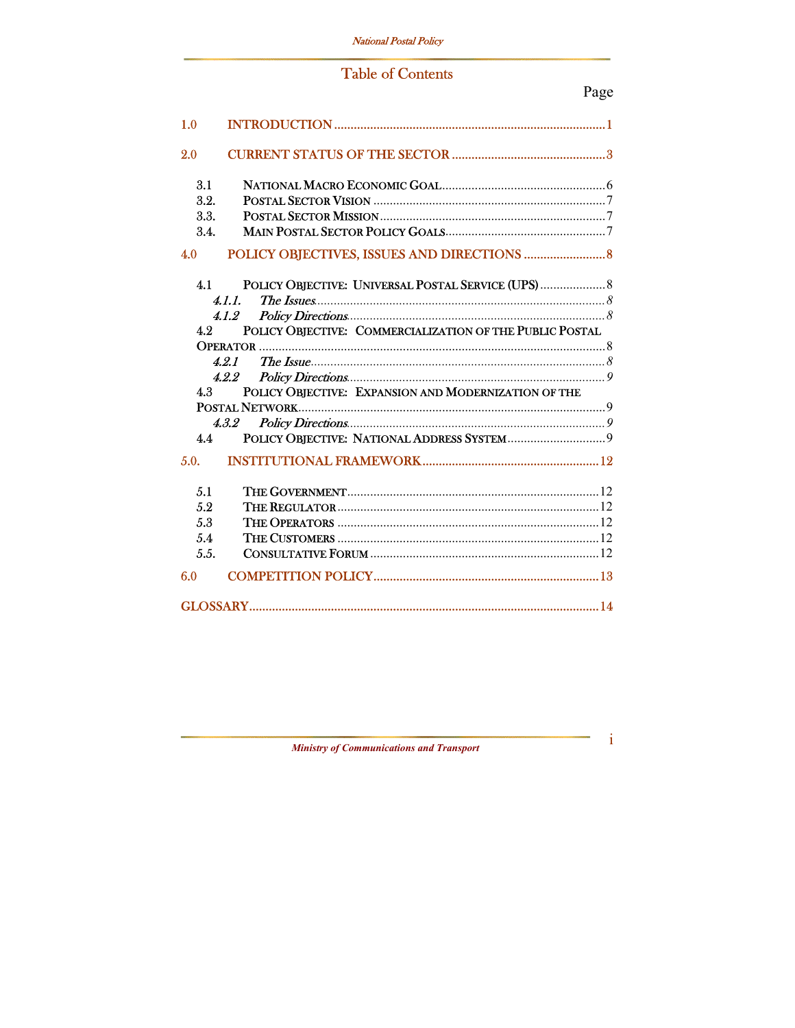# Table of Contents

Page

1.0 INTRODUCTION .................................................................................1

2.0 CURRENT STATUS OF THE SECTOR ...............................................3

- 3.1 NATIONAL MACRO ECONOMIC GOAL..................................................6
- 3.2. POSTAL SECTOR VISION ......................................................................7
- 3.3. POSTAL SECTOR MISSION .....................................................................7
- 3.4. MAIN POSTAL SECTOR POLICY GOALS................................................7

4.0 POLICY OBJECTIVES, ISSUES AND DIRECTIONS .........................8

- 4.1 POLICY OBJECTIVE: UNIVERSAL POSTAL SERVICE (UPS) ....................8
  - *4.1.1. The Issues*........................................................................................*8*
  - *4.1.2 Policy Directions*..............................................................................*8*
- 4.2 POLICY OBJECTIVE: COMMERCIALIZATION OF THE PUBLIC POSTAL OPERATOR .........................................................................................8
  - *4.2.1 The Issue*..........................................................................................*8*
  - *4.2.2 Policy Directions*..............................................................................*9*
- 4.3 POLICY OBJECTIVE: EXPANSION AND MODERNIZATION OF THE POSTAL NETWORK.............................................................................9
  - *4.3.2 Policy Directions*..............................................................................*9*
- 4.4 POLICY OBJECTIVE: NATIONAL ADDRESS SYSTEM..............................9

5.0. INSTITUTIONAL FRAMEWORK.....................................................12

- 5.1 THE GOVERNMENT............................................................................12
- 5.2 THE REGULATOR...............................................................................12
- 5.3 THE OPERATORS ...............................................................................12
- 5.4 THE CUSTOMERS ...............................................................................12
- 5.5. CONSULTATIVE FORUM .....................................................................12

6.0 COMPETITION POLICY....................................................................13

GLOSSARY.........................................................................................................14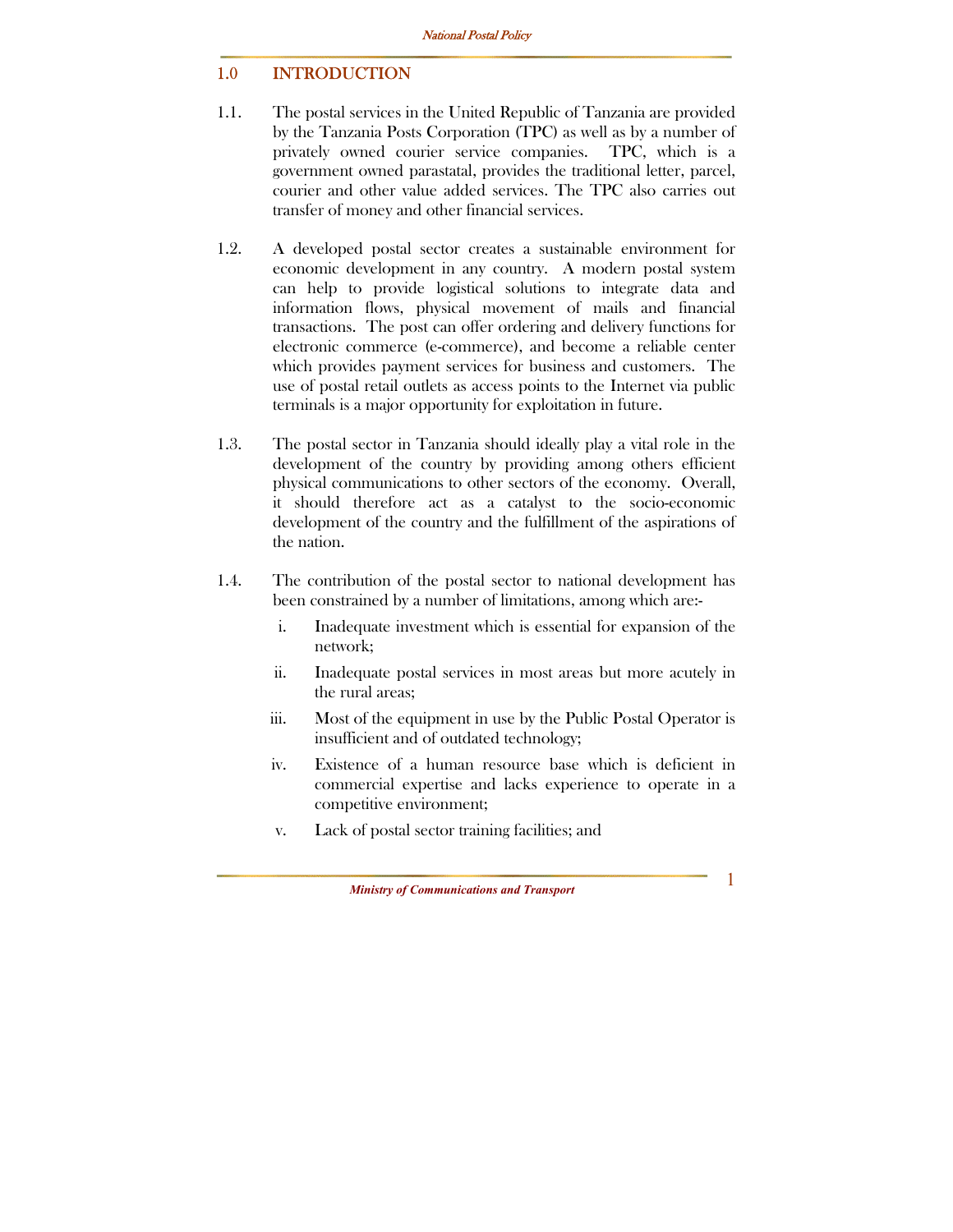# 1.0 INTRODUCTION

1.1. The postal services in the United Republic of Tanzania are provided by the Tanzania Posts Corporation (TPC) as well as by a number of privately owned courier service companies. TPC, which is a government owned parastatal, provides the traditional letter, parcel, courier and other value added services. The TPC also carries out transfer of money and other financial services.

1.2. A developed postal sector creates a sustainable environment for economic development in any country. A modern postal system can help to provide logistical solutions to integrate data and information flows, physical movement of mails and financial transactions. The post can offer ordering and delivery functions for electronic commerce (e-commerce), and become a reliable center which provides payment services for business and customers. The use of postal retail outlets as access points to the Internet via public terminals is a major opportunity for exploitation in future.

1.3. The postal sector in Tanzania should ideally play a vital role in the development of the country by providing among others efficient physical communications to other sectors of the economy. Overall, it should therefore act as a catalyst to the socio-economic development of the country and the fulfillment of the aspirations of the nation.

1.4. The contribution of the postal sector to national development has been constrained by a number of limitations, among which are:-

i. Inadequate investment which is essential for expansion of the network;

ii. Inadequate postal services in most areas but more acutely in the rural areas;

iii. Most of the equipment in use by the Public Postal Operator is insufficient and of outdated technology;

iv. Existence of a human resource base which is deficient in commercial expertise and lacks experience to operate in a competitive environment;

v. Lack of postal sector training facilities; and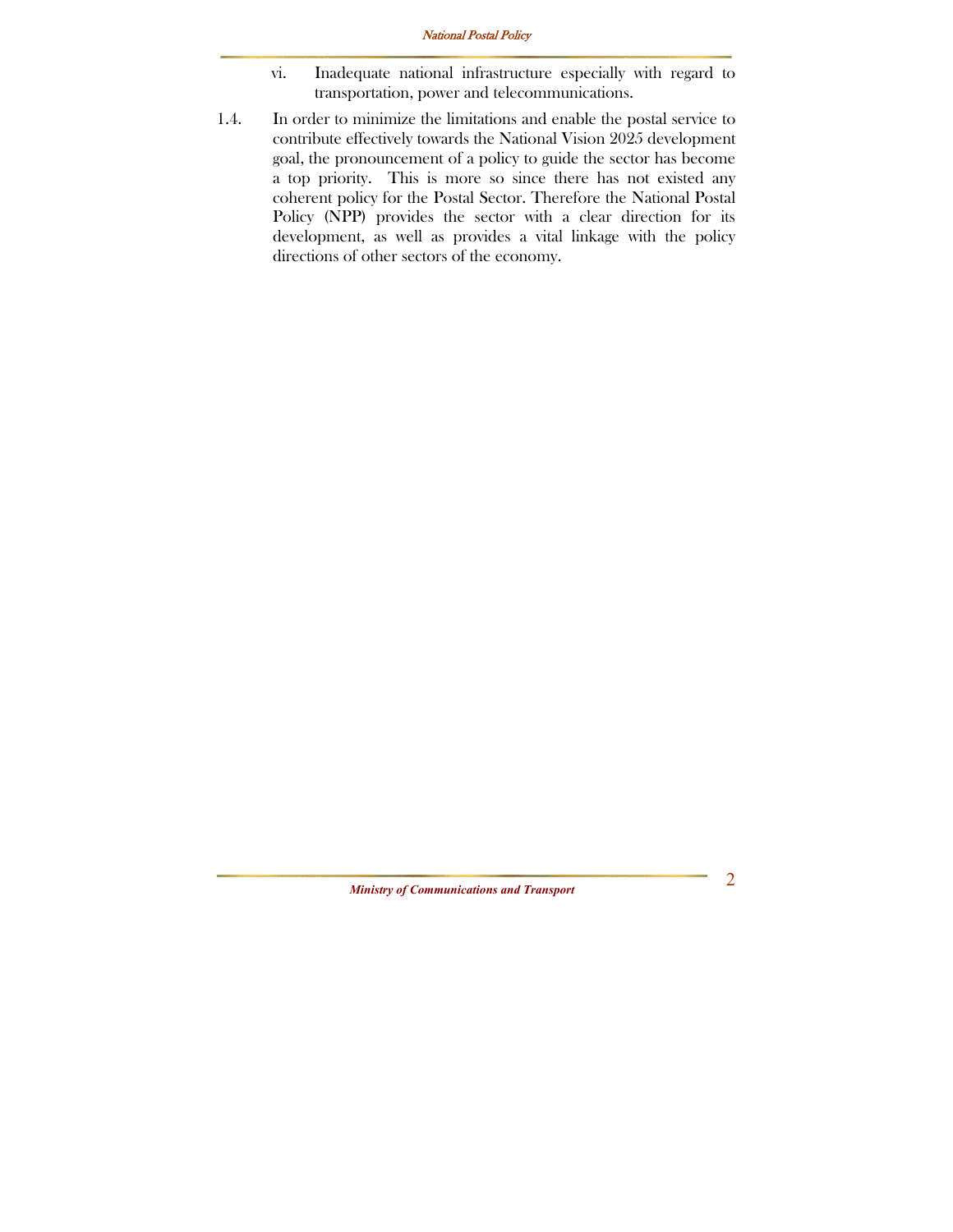vi. Inadequate national infrastructure especially with regard to transportation, power and telecommunications.

1.4. In order to minimize the limitations and enable the postal service to contribute effectively towards the National Vision 2025 development goal, the pronouncement of a policy to guide the sector has become a top priority. This is more so since there has not existed any coherent policy for the Postal Sector. Therefore the National Postal Policy (NPP) provides the sector with a clear direction for its development, as well as provides a vital linkage with the policy directions of other sectors of the economy.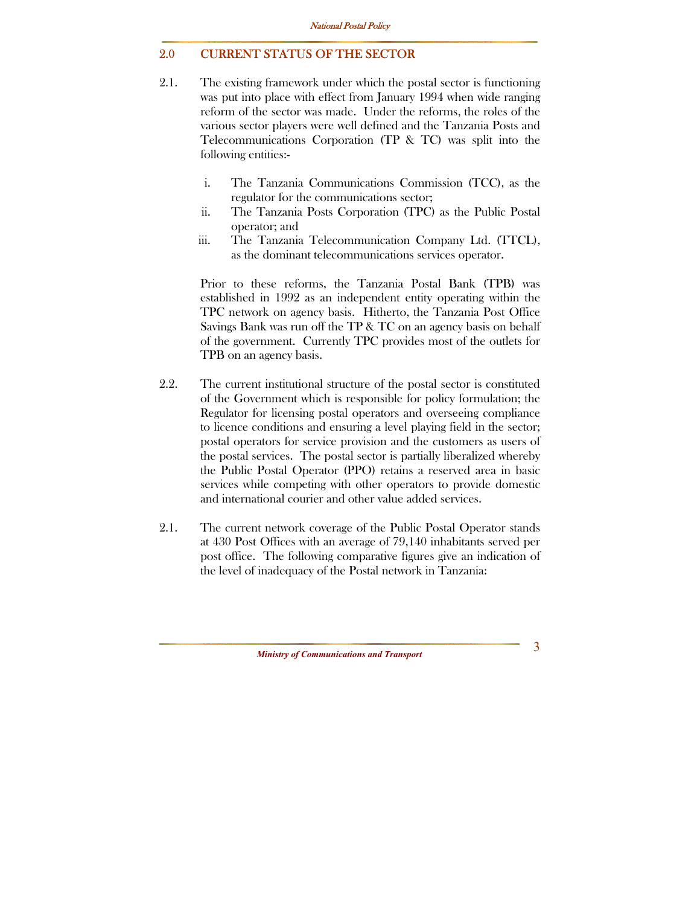## 2.0 CURRENT STATUS OF THE SECTOR

2.1. The existing framework under which the postal sector is functioning was put into place with effect from January 1994 when wide ranging reform of the sector was made. Under the reforms, the roles of the various sector players were well defined and the Tanzania Posts and Telecommunications Corporation (TP & TC) was split into the following entities:-

i. The Tanzania Communications Commission (TCC), as the regulator for the communications sector;
ii. The Tanzania Posts Corporation (TPC) as the Public Postal operator; and
iii. The Tanzania Telecommunication Company Ltd. (TTCL), as the dominant telecommunications services operator.

Prior to these reforms, the Tanzania Postal Bank (TPB) was established in 1992 as an independent entity operating within the TPC network on agency basis. Hitherto, the Tanzania Post Office Savings Bank was run off the TP & TC on an agency basis on behalf of the government. Currently TPC provides most of the outlets for TPB on an agency basis.

2.2. The current institutional structure of the postal sector is constituted of the Government which is responsible for policy formulation; the Regulator for licensing postal operators and overseeing compliance to licence conditions and ensuring a level playing field in the sector; postal operators for service provision and the customers as users of the postal services. The postal sector is partially liberalized whereby the Public Postal Operator (PPO) retains a reserved area in basic services while competing with other operators to provide domestic and international courier and other value added services.

2.1. The current network coverage of the Public Postal Operator stands at 430 Post Offices with an average of 79,140 inhabitants served per post office. The following comparative figures give an indication of the level of inadequacy of the Postal network in Tanzania: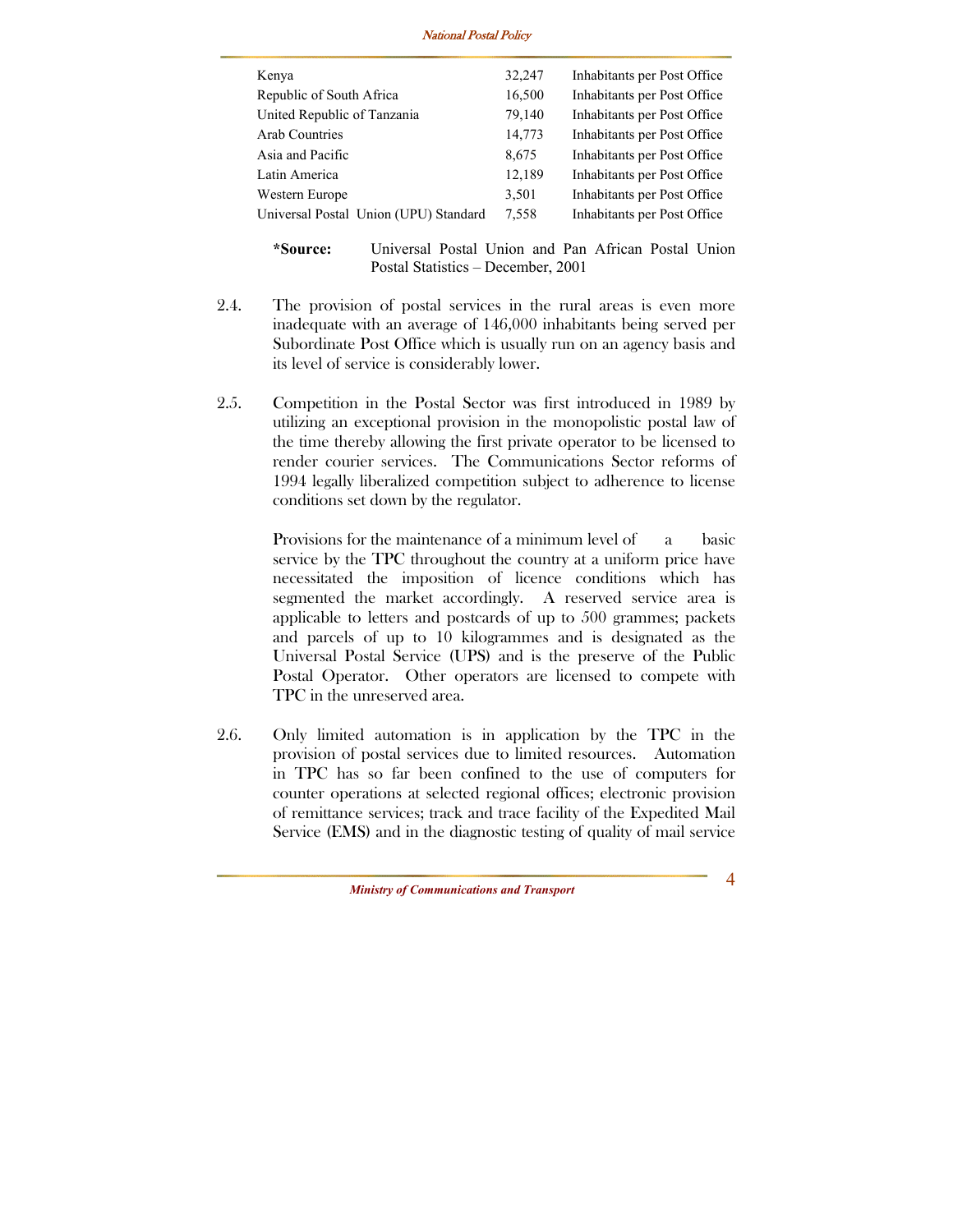| | | |
|---|---|---|
| Kenya | 32,247 | Inhabitants per Post Office |
| Republic of South Africa | 16,500 | Inhabitants per Post Office |
| United Republic of Tanzania | 79,140 | Inhabitants per Post Office |
| Arab Countries | 14,773 | Inhabitants per Post Office |
| Asia and Pacific | 8,675 | Inhabitants per Post Office |
| Latin America | 12,189 | Inhabitants per Post Office |
| Western Europe | 3,501 | Inhabitants per Post Office |
| Universal Postal Union (UPU) Standard | 7,558 | Inhabitants per Post Office |

**\*Source:** Universal Postal Union and Pan African Postal Union Postal Statistics – December, 2001

2.4. The provision of postal services in the rural areas is even more inadequate with an average of 146,000 inhabitants being served per Subordinate Post Office which is usually run on an agency basis and its level of service is considerably lower.

2.5. Competition in the Postal Sector was first introduced in 1989 by utilizing an exceptional provision in the monopolistic postal law of the time thereby allowing the first private operator to be licensed to render courier services. The Communications Sector reforms of 1994 legally liberalized competition subject to adherence to license conditions set down by the regulator.

Provisions for the maintenance of a minimum level of a basic service by the TPC throughout the country at a uniform price have necessitated the imposition of licence conditions which has segmented the market accordingly. A reserved service area is applicable to letters and postcards of up to 500 grammes; packets and parcels of up to 10 kilogrammes and is designated as the Universal Postal Service (UPS) and is the preserve of the Public Postal Operator. Other operators are licensed to compete with TPC in the unreserved area.

2.6. Only limited automation is in application by the TPC in the provision of postal services due to limited resources. Automation in TPC has so far been confined to the use of computers for counter operations at selected regional offices; electronic provision of remittance services; track and trace facility of the Expedited Mail Service (EMS) and in the diagnostic testing of quality of mail service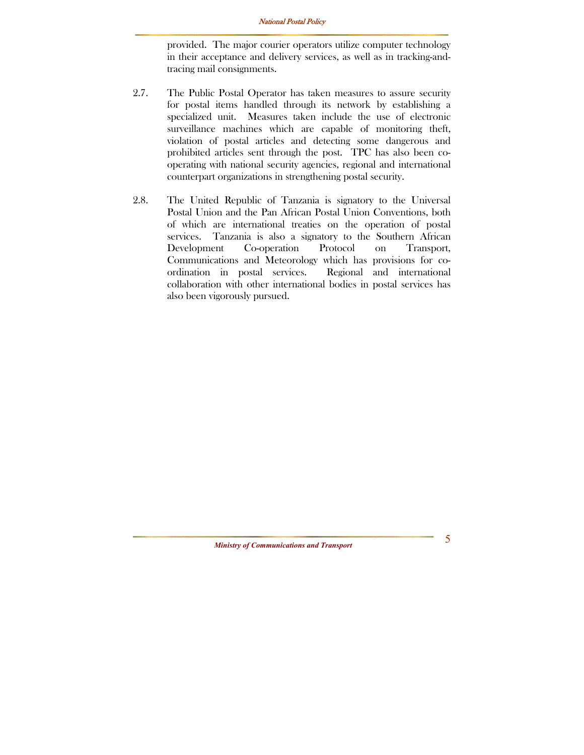provided. The major courier operators utilize computer technology in their acceptance and delivery services, as well as in tracking-and-tracing mail consignments.

2.7. The Public Postal Operator has taken measures to assure security for postal items handled through its network by establishing a specialized unit. Measures taken include the use of electronic surveillance machines which are capable of monitoring theft, violation of postal articles and detecting some dangerous and prohibited articles sent through the post. TPC has also been co-operating with national security agencies, regional and international counterpart organizations in strengthening postal security.

2.8. The United Republic of Tanzania is signatory to the Universal Postal Union and the Pan African Postal Union Conventions, both of which are international treaties on the operation of postal services. Tanzania is also a signatory to the Southern African Development Co-operation Protocol on Transport, Communications and Meteorology which has provisions for co-ordination in postal services. Regional and international collaboration with other international bodies in postal services has also been vigorously pursued.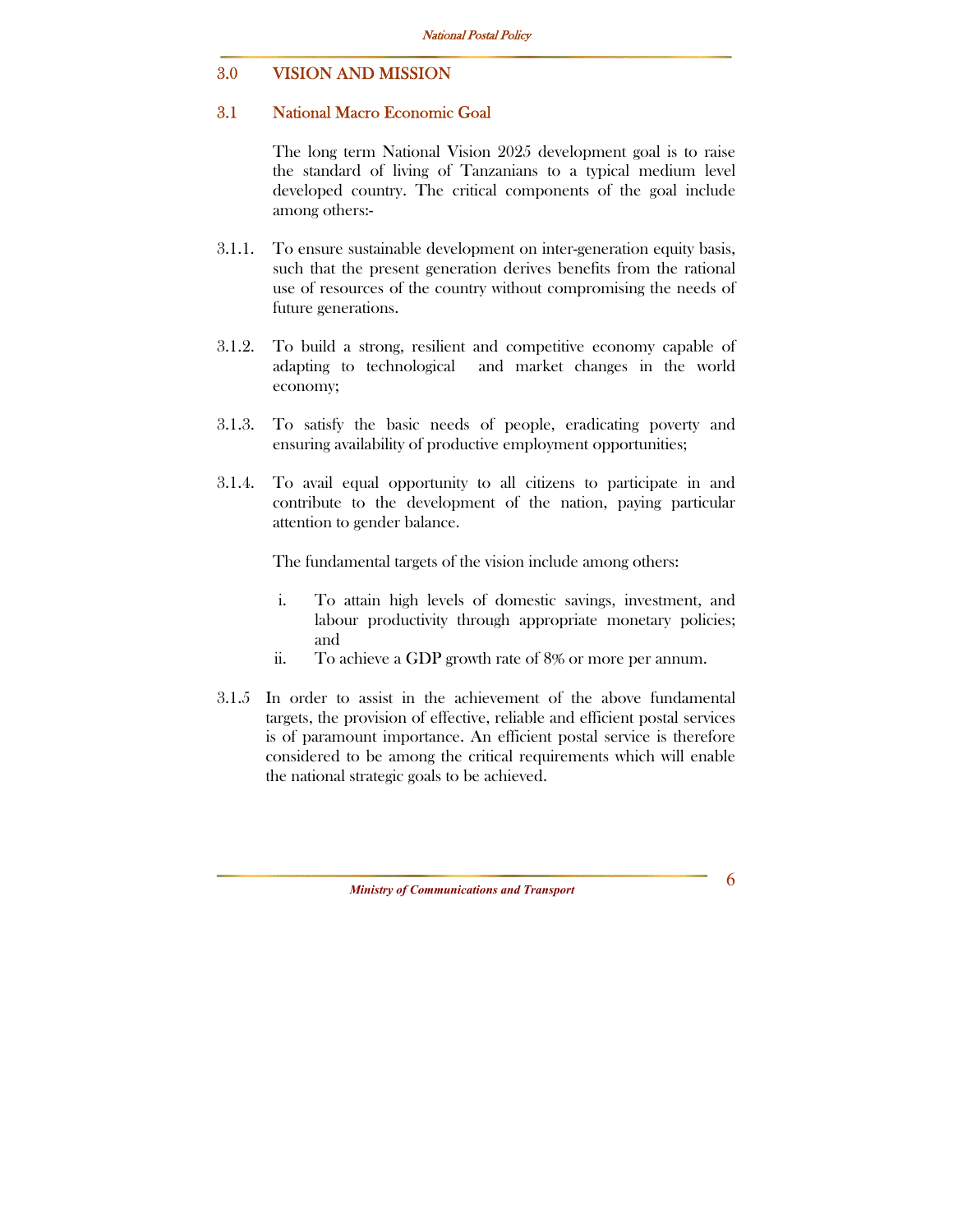## 3.0 VISION AND MISSION

### 3.1 National Macro Economic Goal

The long term National Vision 2025 development goal is to raise the standard of living of Tanzanians to a typical medium level developed country. The critical components of the goal include among others:-

3.1.1. To ensure sustainable development on inter-generation equity basis, such that the present generation derives benefits from the rational use of resources of the country without compromising the needs of future generations.

3.1.2. To build a strong, resilient and competitive economy capable of adapting to technological and market changes in the world economy;

3.1.3. To satisfy the basic needs of people, eradicating poverty and ensuring availability of productive employment opportunities;

3.1.4. To avail equal opportunity to all citizens to participate in and contribute to the development of the nation, paying particular attention to gender balance.

The fundamental targets of the vision include among others:

i. To attain high levels of domestic savings, investment, and labour productivity through appropriate monetary policies; and
ii. To achieve a GDP growth rate of 8% or more per annum.

3.1.5 In order to assist in the achievement of the above fundamental targets, the provision of effective, reliable and efficient postal services is of paramount importance. An efficient postal service is therefore considered to be among the critical requirements which will enable the national strategic goals to be achieved.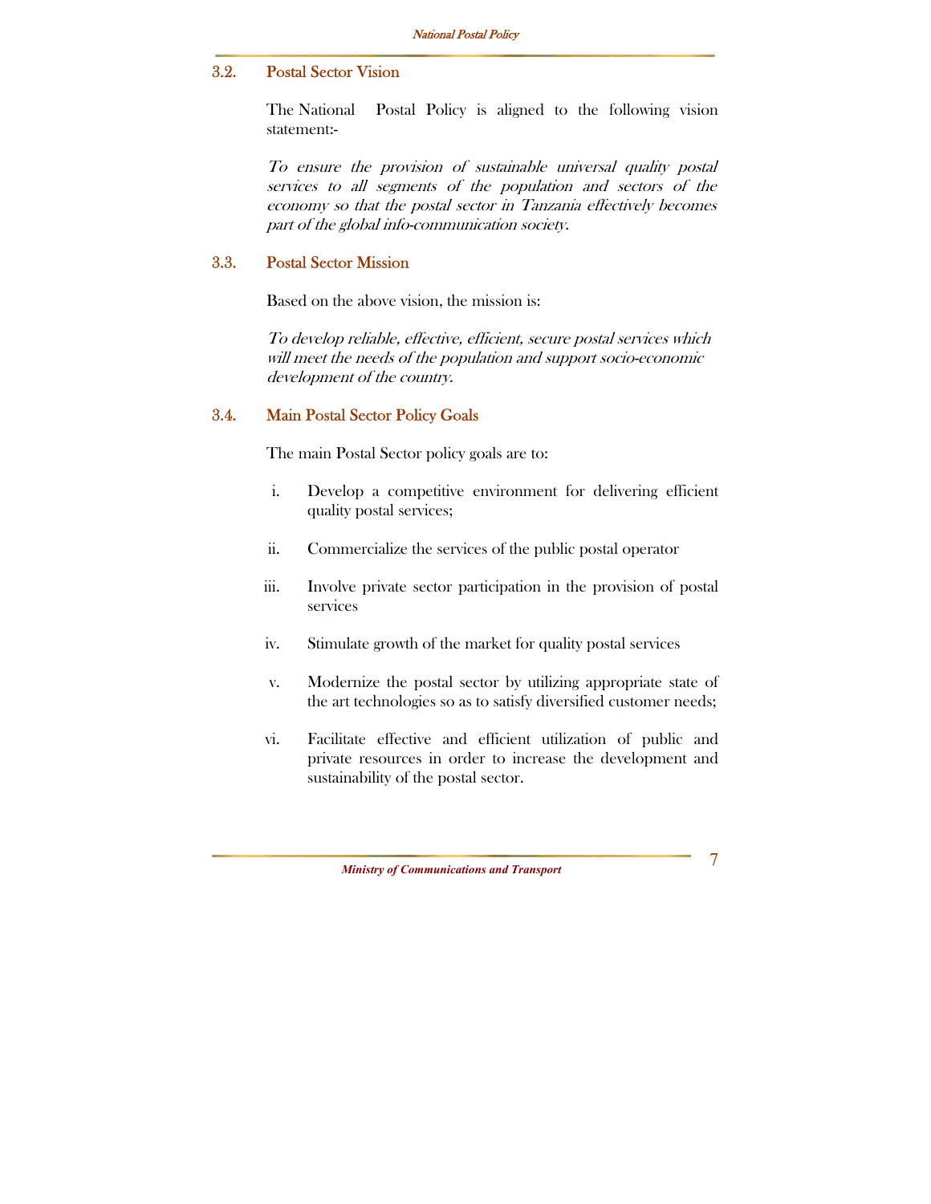### 3.2. Postal Sector Vision

The National Postal Policy is aligned to the following vision statement:-

*To ensure the provision of sustainable universal quality postal services to all segments of the population and sectors of the economy so that the postal sector in Tanzania effectively becomes part of the global info-communication society.*

### 3.3. Postal Sector Mission

Based on the above vision, the mission is:

*To develop reliable, effective, efficient, secure postal services which will meet the needs of the population and support socio-economic development of the country.*

### 3.4. Main Postal Sector Policy Goals

The main Postal Sector policy goals are to:

i. Develop a competitive environment for delivering efficient quality postal services;

ii. Commercialize the services of the public postal operator

iii. Involve private sector participation in the provision of postal services

iv. Stimulate growth of the market for quality postal services

v. Modernize the postal sector by utilizing appropriate state of the art technologies so as to satisfy diversified customer needs;

vi. Facilitate effective and efficient utilization of public and private resources in order to increase the development and sustainability of the postal sector.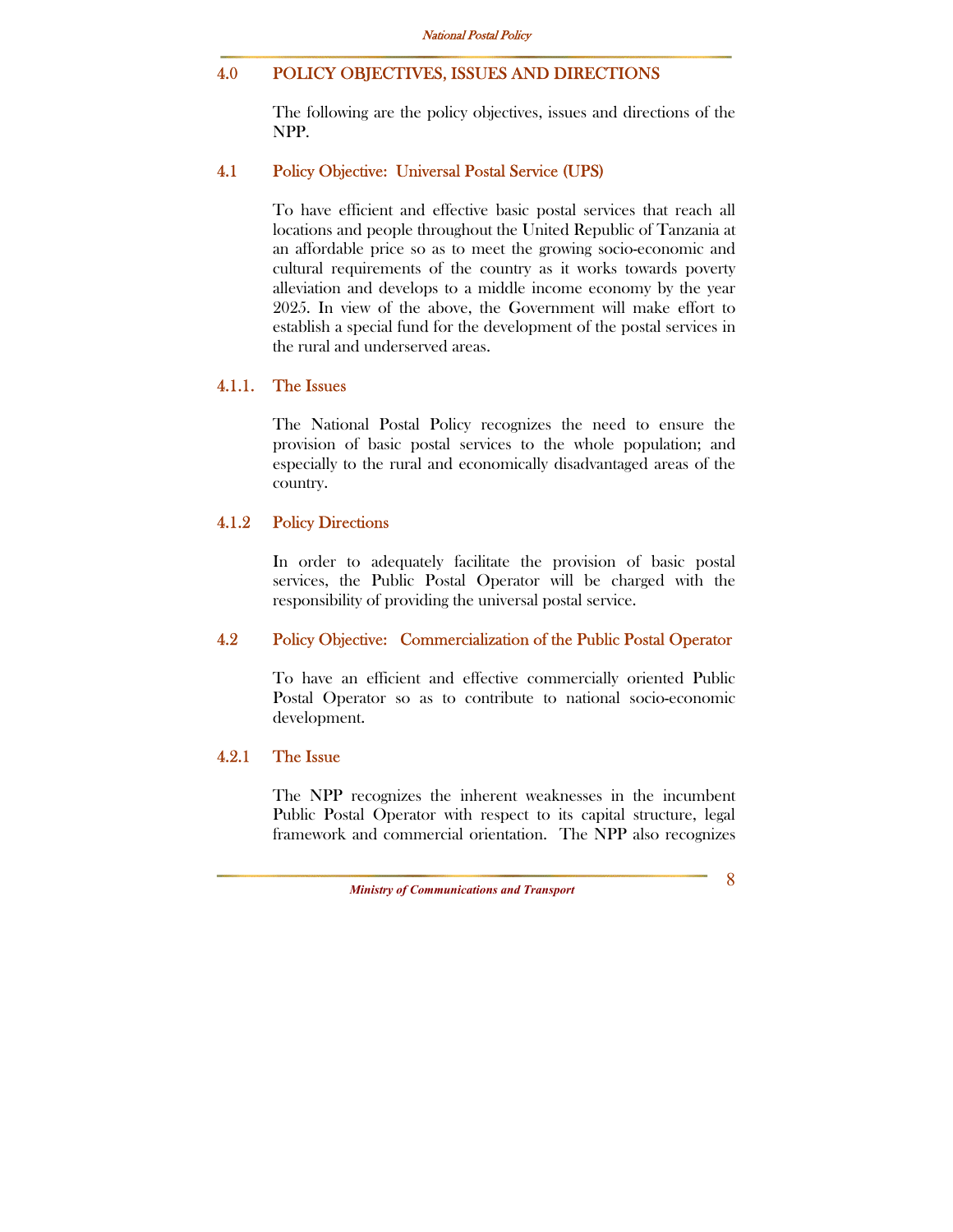## 4.0 POLICY OBJECTIVES, ISSUES AND DIRECTIONS

The following are the policy objectives, issues and directions of the NPP.

### 4.1 Policy Objective: Universal Postal Service (UPS)

To have efficient and effective basic postal services that reach all locations and people throughout the United Republic of Tanzania at an affordable price so as to meet the growing socio-economic and cultural requirements of the country as it works towards poverty alleviation and develops to a middle income economy by the year 2025. In view of the above, the Government will make effort to establish a special fund for the development of the postal services in the rural and underserved areas.

#### 4.1.1. The Issues

The National Postal Policy recognizes the need to ensure the provision of basic postal services to the whole population; and especially to the rural and economically disadvantaged areas of the country.

#### 4.1.2 Policy Directions

In order to adequately facilitate the provision of basic postal services, the Public Postal Operator will be charged with the responsibility of providing the universal postal service.

### 4.2 Policy Objective: Commercialization of the Public Postal Operator

To have an efficient and effective commercially oriented Public Postal Operator so as to contribute to national socio-economic development.

#### 4.2.1 The Issue

The NPP recognizes the inherent weaknesses in the incumbent Public Postal Operator with respect to its capital structure, legal framework and commercial orientation. The NPP also recognizes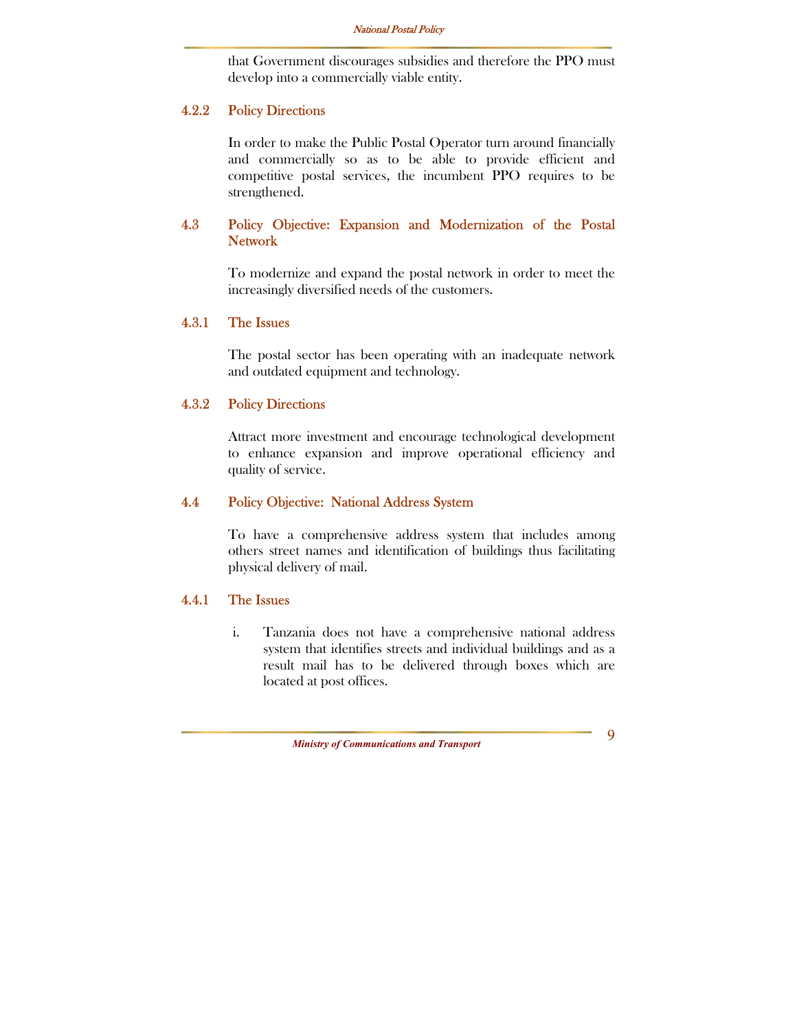that Government discourages subsidies and therefore the PPO must develop into a commercially viable entity.

#### 4.2.2 Policy Directions

In order to make the Public Postal Operator turn around financially and commercially so as to be able to provide efficient and competitive postal services, the incumbent PPO requires to be strengthened.

### 4.3 Policy Objective: Expansion and Modernization of the Postal Network

To modernize and expand the postal network in order to meet the increasingly diversified needs of the customers.

#### 4.3.1 The Issues

The postal sector has been operating with an inadequate network and outdated equipment and technology.

#### 4.3.2 Policy Directions

Attract more investment and encourage technological development to enhance expansion and improve operational efficiency and quality of service.

### 4.4 Policy Objective: National Address System

To have a comprehensive address system that includes among others street names and identification of buildings thus facilitating physical delivery of mail.

#### 4.4.1 The Issues

i. Tanzania does not have a comprehensive national address system that identifies streets and individual buildings and as a result mail has to be delivered through boxes which are located at post offices.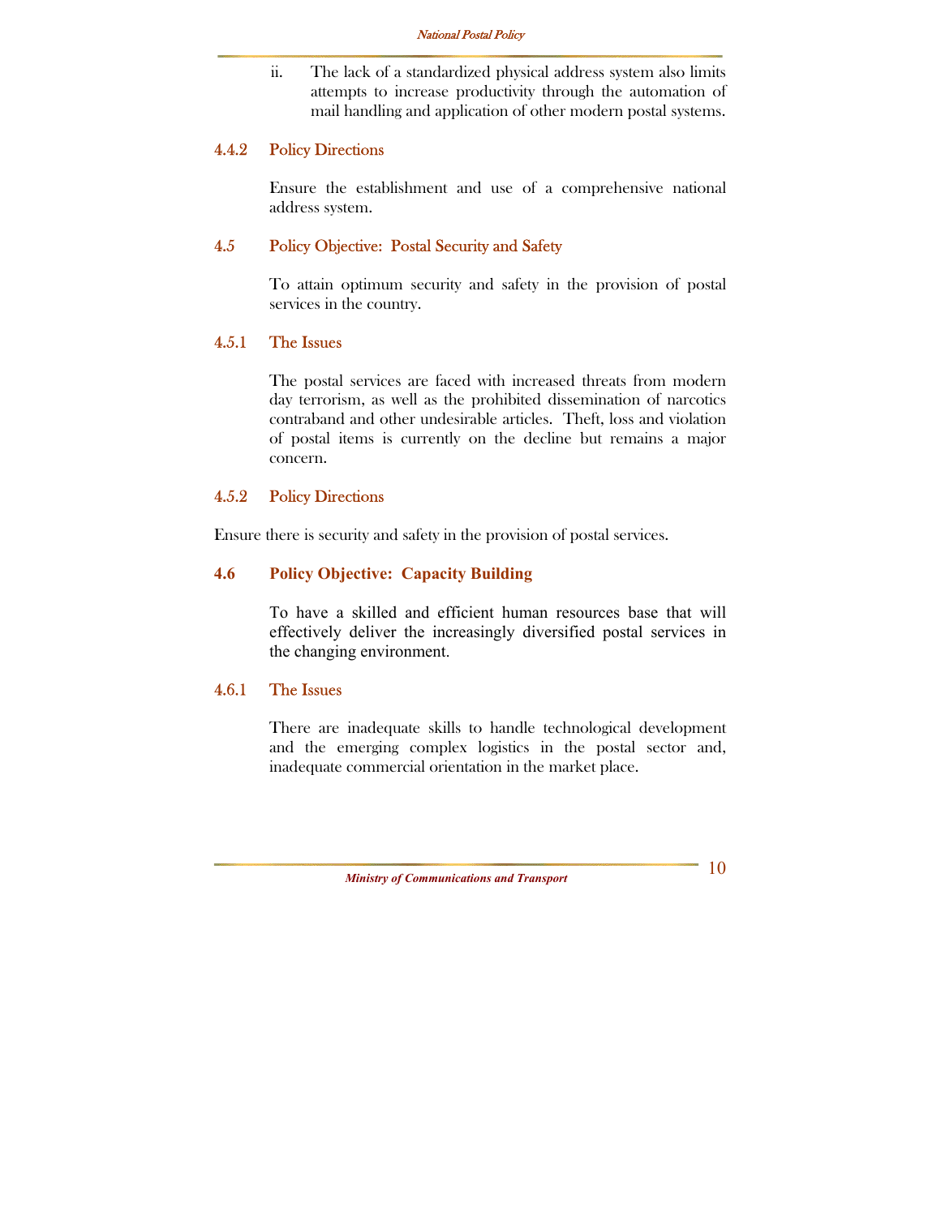ii. The lack of a standardized physical address system also limits attempts to increase productivity through the automation of mail handling and application of other modern postal systems.

### 4.4.2 Policy Directions

Ensure the establishment and use of a comprehensive national address system.

## 4.5 Policy Objective: Postal Security and Safety

To attain optimum security and safety in the provision of postal services in the country.

### 4.5.1 The Issues

The postal services are faced with increased threats from modern day terrorism, as well as the prohibited dissemination of narcotics contraband and other undesirable articles. Theft, loss and violation of postal items is currently on the decline but remains a major concern.

### 4.5.2 Policy Directions

Ensure there is security and safety in the provision of postal services.

## 4.6 Policy Objective: Capacity Building

To have a skilled and efficient human resources base that will effectively deliver the increasingly diversified postal services in the changing environment.

### 4.6.1 The Issues

There are inadequate skills to handle technological development and the emerging complex logistics in the postal sector and, inadequate commercial orientation in the market place.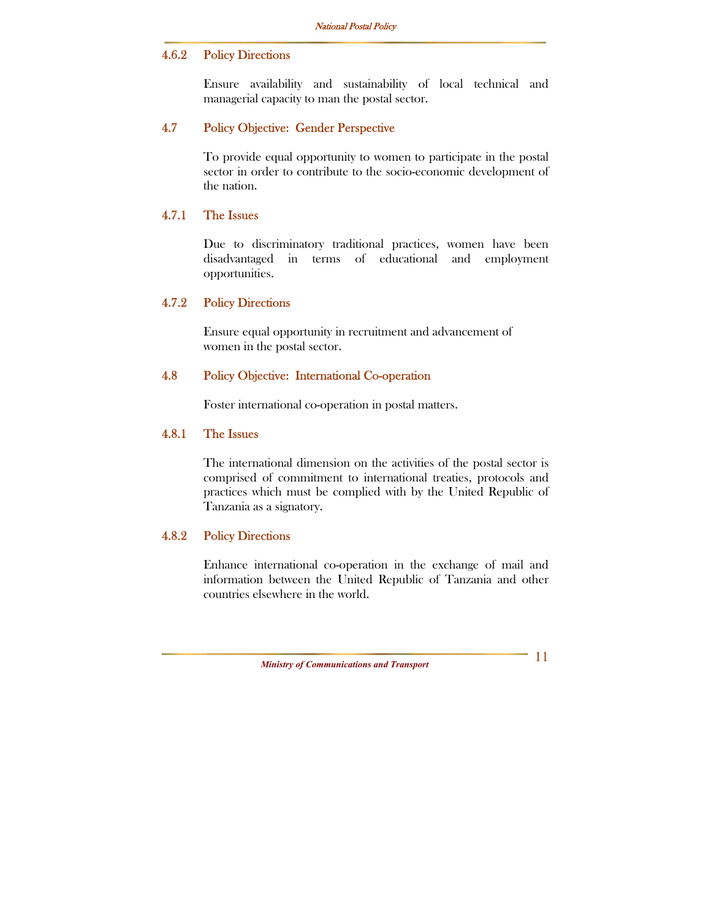### 4.6.2 Policy Directions

Ensure availability and sustainability of local technical and managerial capacity to man the postal sector.

## 4.7 Policy Objective: Gender Perspective

To provide equal opportunity to women to participate in the postal sector in order to contribute to the socio-economic development of the nation.

### 4.7.1 The Issues

Due to discriminatory traditional practices, women have been disadvantaged in terms of educational and employment opportunities.

### 4.7.2 Policy Directions

Ensure equal opportunity in recruitment and advancement of women in the postal sector.

## 4.8 Policy Objective: International Co-operation

Foster international co-operation in postal matters.

### 4.8.1 The Issues

The international dimension on the activities of the postal sector is comprised of commitment to international treaties, protocols and practices which must be complied with by the United Republic of Tanzania as a signatory.

### 4.8.2 Policy Directions

Enhance international co-operation in the exchange of mail and information between the United Republic of Tanzania and other countries elsewhere in the world.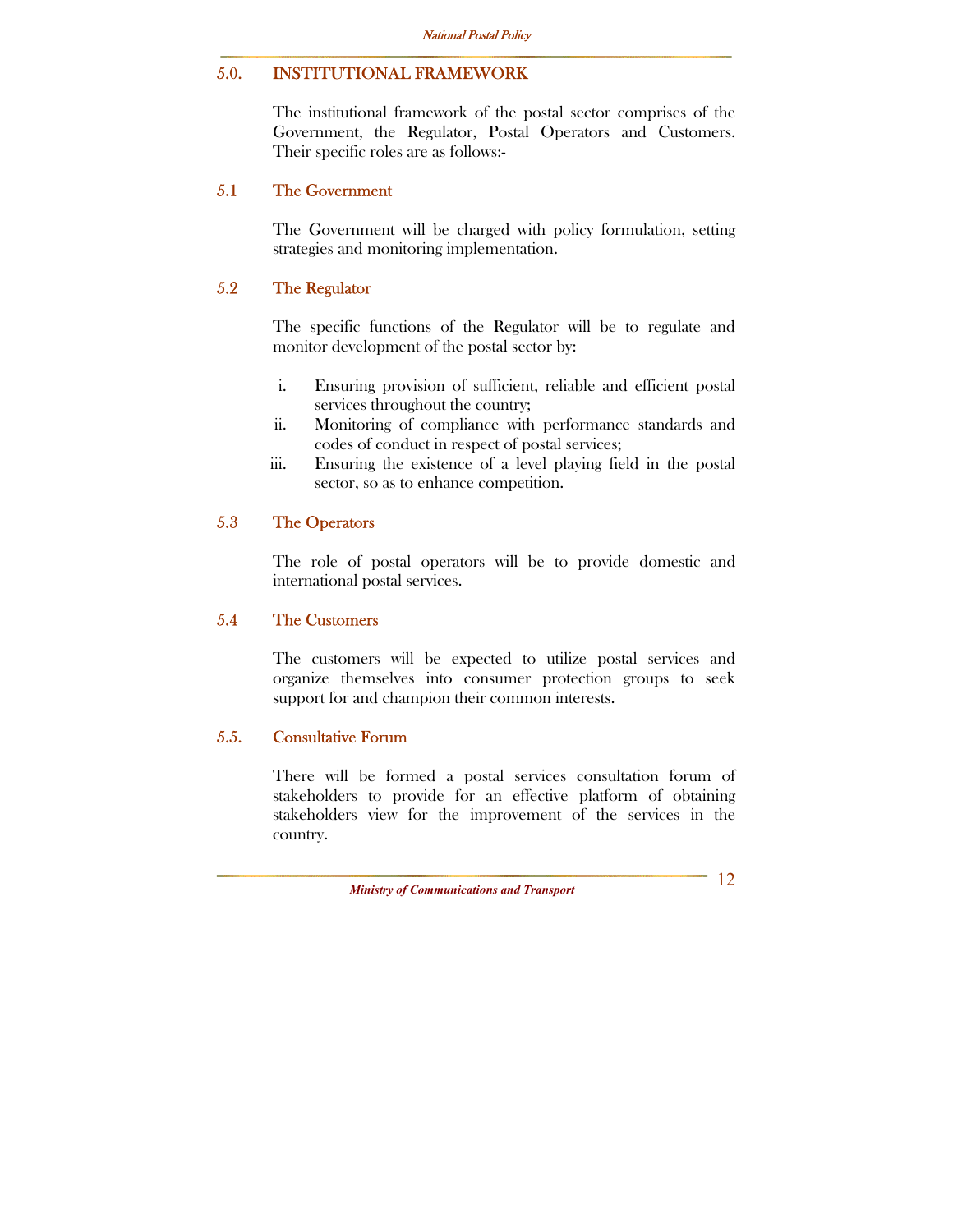## 5.0. INSTITUTIONAL FRAMEWORK

The institutional framework of the postal sector comprises of the Government, the Regulator, Postal Operators and Customers. Their specific roles are as follows:-

### 5.1 The Government

The Government will be charged with policy formulation, setting strategies and monitoring implementation.

### 5.2 The Regulator

The specific functions of the Regulator will be to regulate and monitor development of the postal sector by:

i. Ensuring provision of sufficient, reliable and efficient postal services throughout the country;
ii. Monitoring of compliance with performance standards and codes of conduct in respect of postal services;
iii. Ensuring the existence of a level playing field in the postal sector, so as to enhance competition.

### 5.3 The Operators

The role of postal operators will be to provide domestic and international postal services.

### 5.4 The Customers

The customers will be expected to utilize postal services and organize themselves into consumer protection groups to seek support for and champion their common interests.

### 5.5. Consultative Forum

There will be formed a postal services consultation forum of stakeholders to provide for an effective platform of obtaining stakeholders view for the improvement of the services in the country.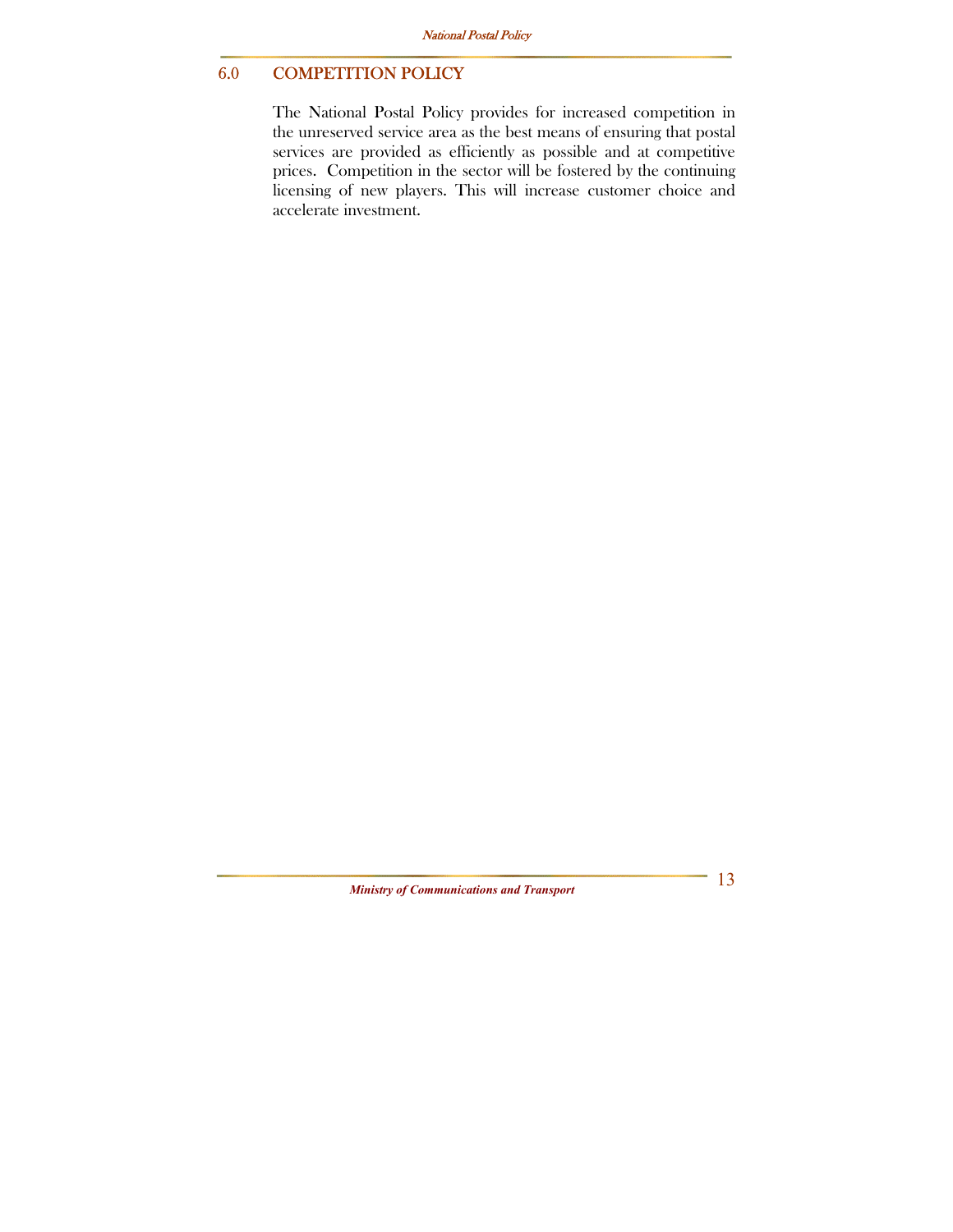## 6.0 COMPETITION POLICY

The National Postal Policy provides for increased competition in the unreserved service area as the best means of ensuring that postal services are provided as efficiently as possible and at competitive prices. Competition in the sector will be fostered by the continuing licensing of new players. This will increase customer choice and accelerate investment.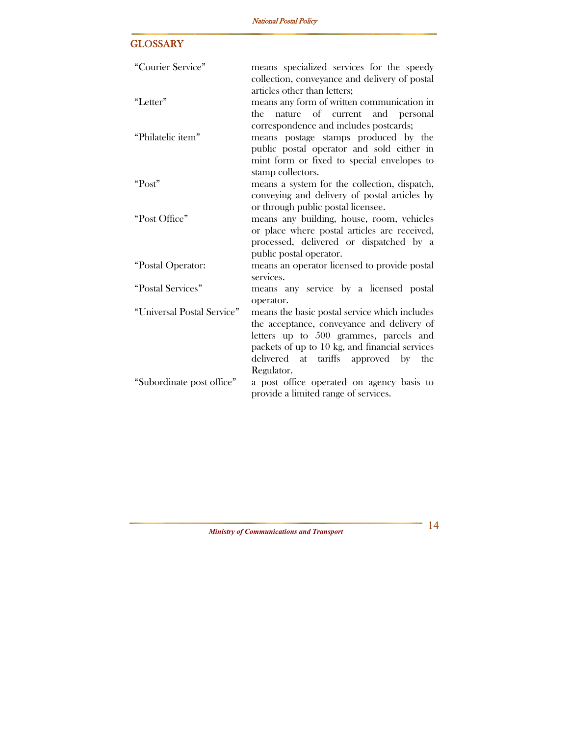## GLOSSARY

| | |
|---|---|
| "Courier Service" | means specialized services for the speedy collection, conveyance and delivery of postal articles other than letters; |
| "Letter" | means any form of written communication in the nature of current and personal correspondence and includes postcards; |
| "Philatelic item" | means postage stamps produced by the public postal operator and sold either in mint form or fixed to special envelopes to stamp collectors. |
| "Post" | means a system for the collection, dispatch, conveying and delivery of postal articles by or through public postal licensee. |
| "Post Office" | means any building, house, room, vehicles or place where postal articles are received, processed, delivered or dispatched by a public postal operator. |
| "Postal Operator: | means an operator licensed to provide postal services. |
| "Postal Services" | means any service by a licensed postal operator. |
| "Universal Postal Service" | means the basic postal service which includes the acceptance, conveyance and delivery of letters up to 500 grammes, parcels and packets of up to 10 kg, and financial services delivered at tariffs approved by the Regulator. |
| "Subordinate post office" | a post office operated on agency basis to provide a limited range of services. |